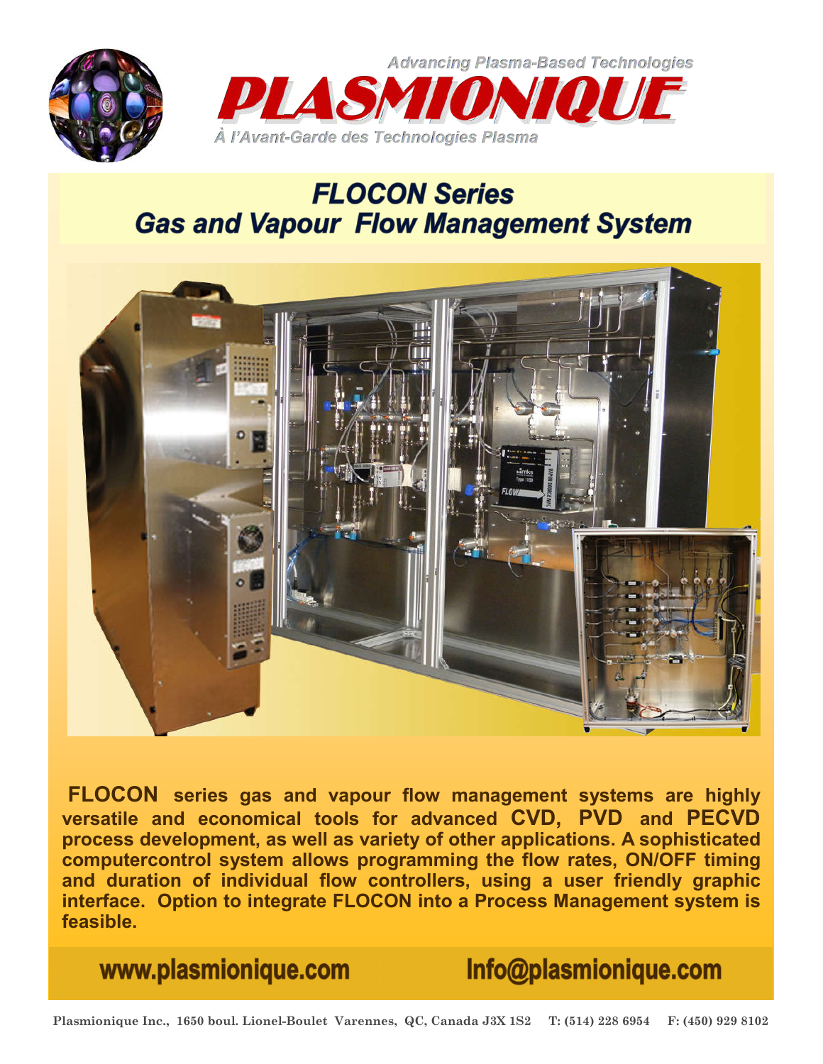Advancing Plasma-Based Technologies

# PLASMIONIQUE

À l'Avant-Garde des Technologies Plasma

## FLOCON Series
## Gas and Vapour Flow Management System

**FLOCON series gas and vapour flow management systems are highly versatile and economical tools for advanced CVD, PVD and PECVD process development, as well as variety of other applications. A sophisticated computercontrol system allows programming the flow rates, ON/OFF timing and duration of individual flow controllers, using a user friendly graphic interface. Option to integrate FLOCON into a Process Management system is feasible.**

**www.plasmionique.com** **Info@plasmionique.com**

Plasmionique Inc., 1650 boul. Lionel-Boulet Varennes, QC, Canada J3X 1S2 T: (514) 228 6954 F: (450) 929 8102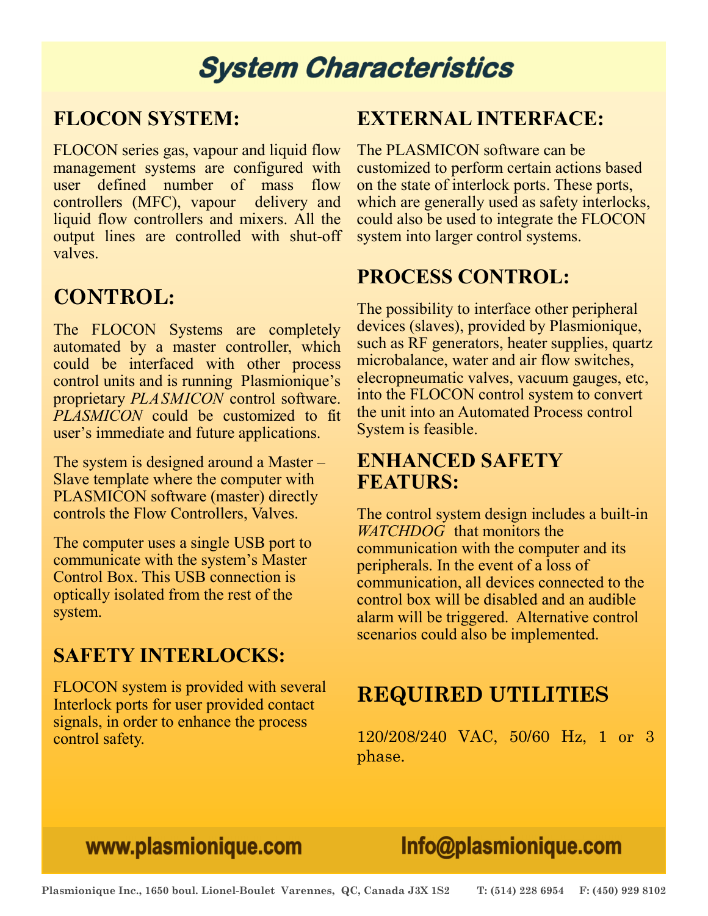# System Characteristics

## FLOCON SYSTEM:

FLOCON series gas, vapour and liquid flow management systems are configured with user defined number of mass flow controllers (MFC), vapour delivery and liquid flow controllers and mixers. All the output lines are controlled with shut-off valves.

## CONTROL:

The FLOCON Systems are completely automated by a master controller, which could be interfaced with other process control units and is running Plasmionique's proprietary *PLASMICON* control software. *PLASMICON* could be customized to fit user's immediate and future applications.

The system is designed around a Master – Slave template where the computer with PLASMICON software (master) directly controls the Flow Controllers, Valves.

The computer uses a single USB port to communicate with the system's Master Control Box. This USB connection is optically isolated from the rest of the system.

## SAFETY INTERLOCKS:

FLOCON system is provided with several Interlock ports for user provided contact signals, in order to enhance the process control safety.

## EXTERNAL INTERFACE:

The PLASMICON software can be customized to perform certain actions based on the state of interlock ports. These ports, which are generally used as safety interlocks, could also be used to integrate the FLOCON system into larger control systems.

## PROCESS CONTROL:

The possibility to interface other peripheral devices (slaves), provided by Plasmionique, such as RF generators, heater supplies, quartz microbalance, water and air flow switches, elecropneumatic valves, vacuum gauges, etc, into the FLOCON control system to convert the unit into an Automated Process control System is feasible.

## ENHANCED SAFETY FEATURS:

The control system design includes a built-in *WATCHDOG* that monitors the communication with the computer and its peripherals. In the event of a loss of communication, all devices connected to the control box will be disabled and an audible alarm will be triggered. Alternative control scenarios could also be implemented.

## REQUIRED UTILITIES

120/208/240 VAC, 50/60 Hz, 1 or 3 phase.

**www.plasmionique.com** **Info@plasmionique.com**

Plasmionique Inc., 1650 boul. Lionel-Boulet Varennes, QC, Canada J3X 1S2 T: (514) 228 6954 F: (450) 929 8102